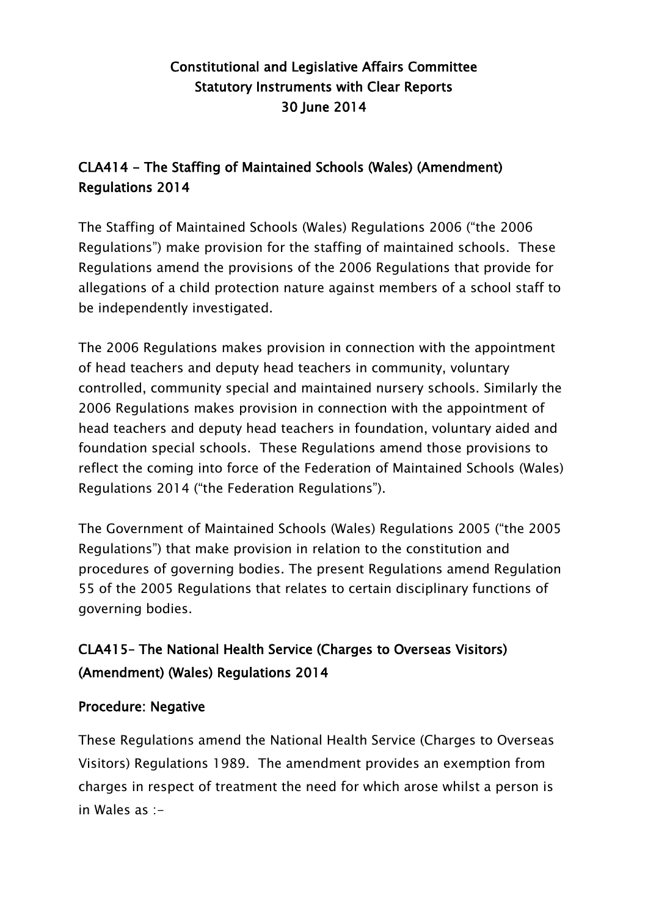# Constitutional and Legislative Affairs Committee
# Statutory Instruments with Clear Reports
# 30 June 2014

## CLA414 - The Staffing of Maintained Schools (Wales) (Amendment) Regulations 2014

The Staffing of Maintained Schools (Wales) Regulations 2006 ("the 2006 Regulations") make provision for the staffing of maintained schools. These Regulations amend the provisions of the 2006 Regulations that provide for allegations of a child protection nature against members of a school staff to be independently investigated.

The 2006 Regulations makes provision in connection with the appointment of head teachers and deputy head teachers in community, voluntary controlled, community special and maintained nursery schools. Similarly the 2006 Regulations makes provision in connection with the appointment of head teachers and deputy head teachers in foundation, voluntary aided and foundation special schools. These Regulations amend those provisions to reflect the coming into force of the Federation of Maintained Schools (Wales) Regulations 2014 ("the Federation Regulations").

The Government of Maintained Schools (Wales) Regulations 2005 ("the 2005 Regulations") that make provision in relation to the constitution and procedures of governing bodies. The present Regulations amend Regulation 55 of the 2005 Regulations that relates to certain disciplinary functions of governing bodies.

## CLA415– The National Health Service (Charges to Overseas Visitors) (Amendment) (Wales) Regulations 2014

### Procedure: Negative

These Regulations amend the National Health Service (Charges to Overseas Visitors) Regulations 1989. The amendment provides an exemption from charges in respect of treatment the need for which arose whilst a person is in Wales as :-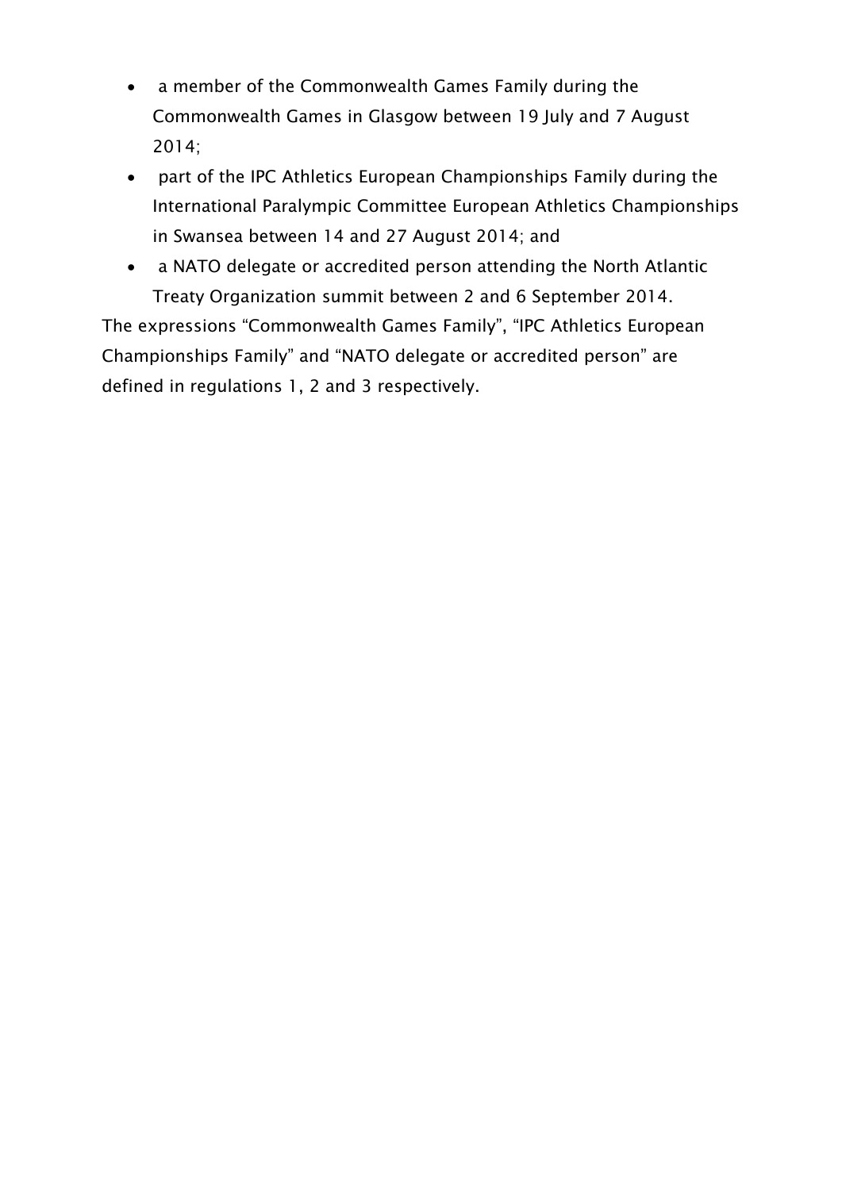- a member of the Commonwealth Games Family during the Commonwealth Games in Glasgow between 19 July and 7 August 2014;
- part of the IPC Athletics European Championships Family during the International Paralympic Committee European Athletics Championships in Swansea between 14 and 27 August 2014; and
- a NATO delegate or accredited person attending the North Atlantic Treaty Organization summit between 2 and 6 September 2014.

The expressions "Commonwealth Games Family", "IPC Athletics European Championships Family" and "NATO delegate or accredited person" are defined in regulations 1, 2 and 3 respectively.